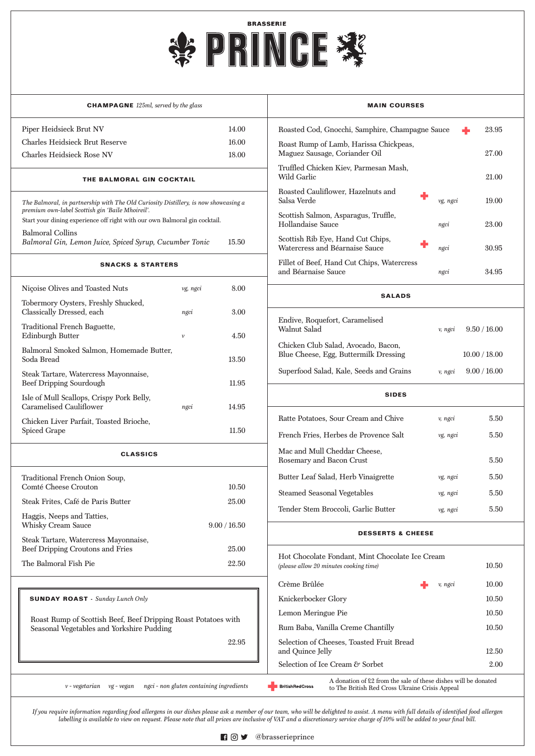# BRASSERIE PRINCE

## CHAMPAGNE *125ml, served by the glass*

| Item | Price |
|---|---|
| Piper Heidsieck Brut NV | 14.00 |
| Charles Heidsieck Brut Reserve | 16.00 |
| Charles Heidsieck Rose NV | 18.00 |

## THE BALMORAL GIN COCKTAIL

*The Balmoral, in partnership with The Old Curiosity Distillery, is now showcasing a premium own-label Scottish gin 'Baile Mhoireil'.*

Start your dining experience off right with our own Balmoral gin cocktail.

| Item | Price |
|---|---|
| Balmoral Collins<br>*Balmoral Gin, Lemon Juice, Spiced Syrup, Cucumber Tonic* | 15.50 |

## SNACKS & STARTERS

| Item | Dietary | Price |
|---|---|---|
| Niçoise Olives and Toasted Nuts | vg, ngci | 8.00 |
| Tobermory Oysters, Freshly Shucked, Classically Dressed, each | ngci | 3.00 |
| Traditional French Baguette, Edinburgh Butter | v | 4.50 |
| Balmoral Smoked Salmon, Homemade Butter, Soda Bread | | 13.50 |
| Steak Tartare, Watercress Mayonnaise, Beef Dripping Sourdough | | 11.95 |
| Isle of Mull Scallops, Crispy Pork Belly, Caramelised Cauliflower | ngci | 14.95 |
| Chicken Liver Parfait, Toasted Brioche, Spiced Grape | | 11.50 |

## CLASSICS

| Item | Price |
|---|---|
| Traditional French Onion Soup, Comté Cheese Crouton | 10.50 |
| Steak Frites, Café de Paris Butter | 25.00 |
| Haggis, Neeps and Tatties, Whisky Cream Sauce | 9.00 / 16.50 |
| Steak Tartare, Watercress Mayonnaise, Beef Dripping Croutons and Fries | 25.00 |
| The Balmoral Fish Pie | 22.50 |

## SUNDAY ROAST - *Sunday Lunch Only*

Roast Rump of Scottish Beef, Beef Dripping Roast Potatoes with Seasonal Vegetables and Yorkshire Pudding — 22.95

## MAIN COURSES

| Item | Dietary | Price |
|---|---|---|
| Roasted Cod, Gnocchi, Samphire, Champagne Sauce ✚ | | 23.95 |
| Roast Rump of Lamb, Harissa Chickpeas, Maguez Sausage, Coriander Oil | | 27.00 |
| Truffled Chicken Kiev, Parmesan Mash, Wild Garlic | | 21.00 |
| Roasted Cauliflower, Hazelnuts and Salsa Verde ✚ | vg, ngci | 19.00 |
| Scottish Salmon, Asparagus, Truffle, Hollandaise Sauce | ngci | 23.00 |
| Scottish Rib Eye, Hand Cut Chips, Watercress and Béarnaise Sauce ✚ | ngci | 30.95 |
| Fillet of Beef, Hand Cut Chips, Watercress and Béarnaise Sauce | ngci | 34.95 |

## SALADS

| Item | Dietary | Price |
|---|---|---|
| Endive, Roquefort, Caramelised Walnut Salad | v, ngci | 9.50 / 16.00 |
| Chicken Club Salad, Avocado, Bacon, Blue Cheese, Egg, Buttermilk Dressing | | 10.00 / 18.00 |
| Superfood Salad, Kale, Seeds and Grains | v, ngci | 9.00 / 16.00 |

## SIDES

| Item | Dietary | Price |
|---|---|---|
| Ratte Potatoes, Sour Cream and Chive | v, ngci | 5.50 |
| French Fries, Herbes de Provence Salt | vg, ngci | 5.50 |
| Mac and Mull Cheddar Cheese, Rosemary and Bacon Crust | | 5.50 |
| Butter Leaf Salad, Herb Vinaigrette | vg, ngci | 5.50 |
| Steamed Seasonal Vegetables | vg, ngci | 5.50 |
| Tender Stem Broccoli, Garlic Butter | vg, ngci | 5.50 |

## DESSERTS & CHEESE

| Item | Dietary | Price |
|---|---|---|
| Hot Chocolate Fondant, Mint Chocolate Ice Cream<br>*(please allow 20 minutes cooking time)* | | 10.50 |
| Crème Brûlée ✚ | v, ngci | 10.00 |
| Knickerbocker Glory | | 10.50 |
| Lemon Meringue Pie | | 10.50 |
| Rum Baba, Vanilla Creme Chantilly | | 10.50 |
| Selection of Cheeses, Toasted Fruit Bread and Quince Jelly | | 12.50 |
| Selection of Ice Cream & Sorbet | | 2.00 |

*v - vegetarian   vg - vegan   ngci - non gluten containing ingredients*

✚ British Red Cross — A donation of £2 from the sale of these dishes will be donated to The British Red Cross Ukraine Crisis Appeal

*If you require information regarding food allergens in our dishes please ask a member of our team, who will be delighted to assist. A menu with full details of identified food allergen labelling is available to view on request. Please note that all prices are inclusive of VAT and a discretionary service charge of 10% will be added to your final bill.*

@brasserieprince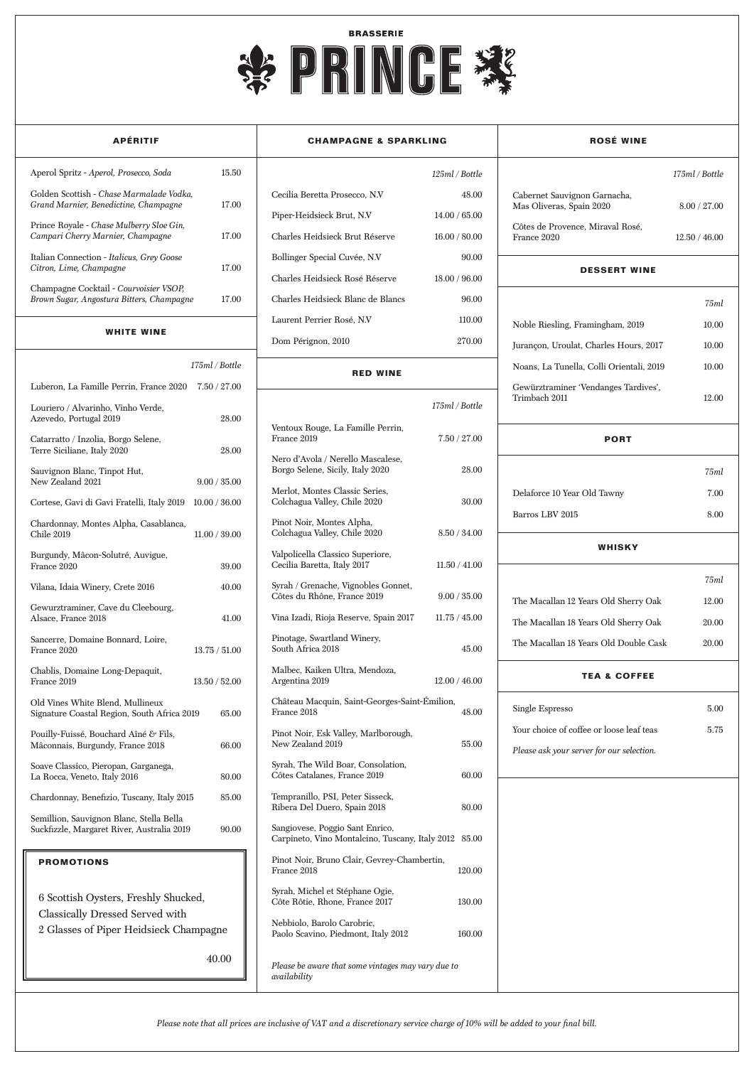BRASSERIE

# PRINCE

## APÉRITIF

| | |
|---|---|
| Aperol Spritz - *Aperol, Prosecco, Soda* | 15.50 |
| Golden Scottish - *Chase Marmalade Vodka, Grand Marnier, Benedictine, Champagne* | 17.00 |
| Prince Royale - *Chase Mulberry Sloe Gin, Campari Cherry Marnier, Champagne* | 17.00 |
| Italian Connection - *Italicus, Grey Goose Citron, Lime, Champagne* | 17.00 |
| Champagne Cocktail - *Courvoisier VSOP, Brown Sugar, Angostura Bitters, Champagne* | 17.00 |

## WHITE WINE

| | *175ml / Bottle* |
|---|---|
| Luberon, La Famille Perrin, France 2020 | 7.50 / 27.00 |
| Louriero / Alvarinho, Vinho Verde, Azevedo, Portugal 2019 | 28.00 |
| Catarratto / Inzolia, Borgo Selene, Terre Siciliane, Italy 2020 | 28.00 |
| Sauvignon Blanc, Tinpot Hut, New Zealand 2021 | 9.00 / 35.00 |
| Cortese, Gavi di Gavi Fratelli, Italy 2019 | 10.00 / 36.00 |
| Chardonnay, Montes Alpha, Casablanca, Chile 2019 | 11.00 / 39.00 |
| Burgundy, Mâcon-Solutré, Auvigue, France 2020 | 39.00 |
| Vilana, Idaia Winery, Crete 2016 | 40.00 |
| Gewurztraminer, Cave du Cleebourg, Alsace, France 2018 | 41.00 |
| Sancerre, Domaine Bonnard, Loire, France 2020 | 13.75 / 51.00 |
| Chablis, Domaine Long-Depaquit, France 2019 | 13.50 / 52.00 |
| Old Vines White Blend, Mullineux Signature Coastal Region, South Africa 2019 | 65.00 |
| Pouilly-Fuissé, Bouchard Aîné & Fils, Mâconnais, Burgundy, France 2018 | 66.00 |
| Soave Classico, Pieropan, Garganega, La Rocca, Veneto, Italy 2016 | 80.00 |
| Chardonnay, Benefizio, Tuscany, Italy 2015 | 85.00 |
| Semillion, Sauvignon Blanc, Stella Bella Suckfizzle, Margaret River, Australia 2019 | 90.00 |

## PROMOTIONS

6 Scottish Oysters, Freshly Shucked, Classically Dressed Served with 2 Glasses of Piper Heidsieck Champagne

40.00

## CHAMPAGNE & SPARKLING

| | *125ml / Bottle* |
|---|---|
| Cecilia Beretta Prosecco, N.V | 48.00 |
| Piper-Heidsieck Brut, N.V | 14.00 / 65.00 |
| Charles Heidsieck Brut Réserve | 16.00 / 80.00 |
| Bollinger Special Cuvée, N.V | 90.00 |
| Charles Heidsieck Rosé Réserve | 18.00 / 96.00 |
| Charles Heidsieck Blanc de Blancs | 96.00 |
| Laurent Perrier Rosé, N.V | 110.00 |
| Dom Pérignon, 2010 | 270.00 |

## RED WINE

| | *175ml / Bottle* |
|---|---|
| Ventoux Rouge, La Famille Perrin, France 2019 | 7.50 / 27.00 |
| Nero d'Avola / Nerello Mascalese, Borgo Selene, Sicily, Italy 2020 | 28.00 |
| Merlot, Montes Classic Series, Colchagua Valley, Chile 2020 | 30.00 |
| Pinot Noir, Montes Alpha, Colchagua Valley, Chile 2020 | 8.50 / 34.00 |
| Valpolicella Classico Superiore, Cecilia Baretta, Italy 2017 | 11.50 / 41.00 |
| Syrah / Grenache, Vignobles Gonnet, Côtes du Rhône, France 2019 | 9.00 / 35.00 |
| Vina Izadi, Rioja Reserve, Spain 2017 | 11.75 / 45.00 |
| Pinotage, Swartland Winery, South Africa 2018 | 45.00 |
| Malbec, Kaiken Ultra, Mendoza, Argentina 2019 | 12.00 / 46.00 |
| Château Macquin, Saint-Georges-Saint-Émilion, France 2018 | 48.00 |
| Pinot Noir, Esk Valley, Marlborough, New Zealand 2019 | 55.00 |
| Syrah, The Wild Boar, Consolation, Côtes Catalanes, France 2019 | 60.00 |
| Tempranillo, PSI, Peter Sisseck, Ribera Del Duero, Spain 2018 | 80.00 |
| Sangiovese, Poggio Sant Enrico, Carpineto, Vino Montalcino, Tuscany, Italy 2012 | 85.00 |
| Pinot Noir, Bruno Clair, Gevrey-Chambertin, France 2018 | 120.00 |
| Syrah, Michel et Stéphane Ogie, Côte Rôtie, Rhone, France 2017 | 130.00 |
| Nebbiolo, Barolo Carobric, Paolo Scavino, Piedmont, Italy 2012 | 160.00 |

*Please be aware that some vintages may vary due to availability*

## ROSÉ WINE

| | *175ml / Bottle* |
|---|---|
| Cabernet Sauvignon Garnacha, Mas Oliveras, Spain 2020 | 8.00 / 27.00 |
| Côtes de Provence, Miraval Rosé, France 2020 | 12.50 / 46.00 |

## DESSERT WINE

| | *75ml* |
|---|---|
| Noble Riesling, Framingham, 2019 | 10.00 |
| Jurançon, Uroulat, Charles Hours, 2017 | 10.00 |
| Noans, La Tunella, Colli Orientali, 2019 | 10.00 |
| Gewürztraminer 'Vendanges Tardives', Trimbach 2011 | 12.00 |

## PORT

| | *75ml* |
|---|---|
| Delaforce 10 Year Old Tawny | 7.00 |
| Barros LBV 2015 | 8.00 |

## WHISKY

| | *75ml* |
|---|---|
| The Macallan 12 Years Old Sherry Oak | 12.00 |
| The Macallan 18 Years Old Sherry Oak | 20.00 |
| The Macallan 18 Years Old Double Cask | 20.00 |

## TEA & COFFEE

| | |
|---|---|
| Single Espresso | 5.00 |
| Your choice of coffee or loose leaf teas | 5.75 |

*Please ask your server for our selection.*

*Please note that all prices are inclusive of VAT and a discretionary service charge of 10% will be added to your final bill.*